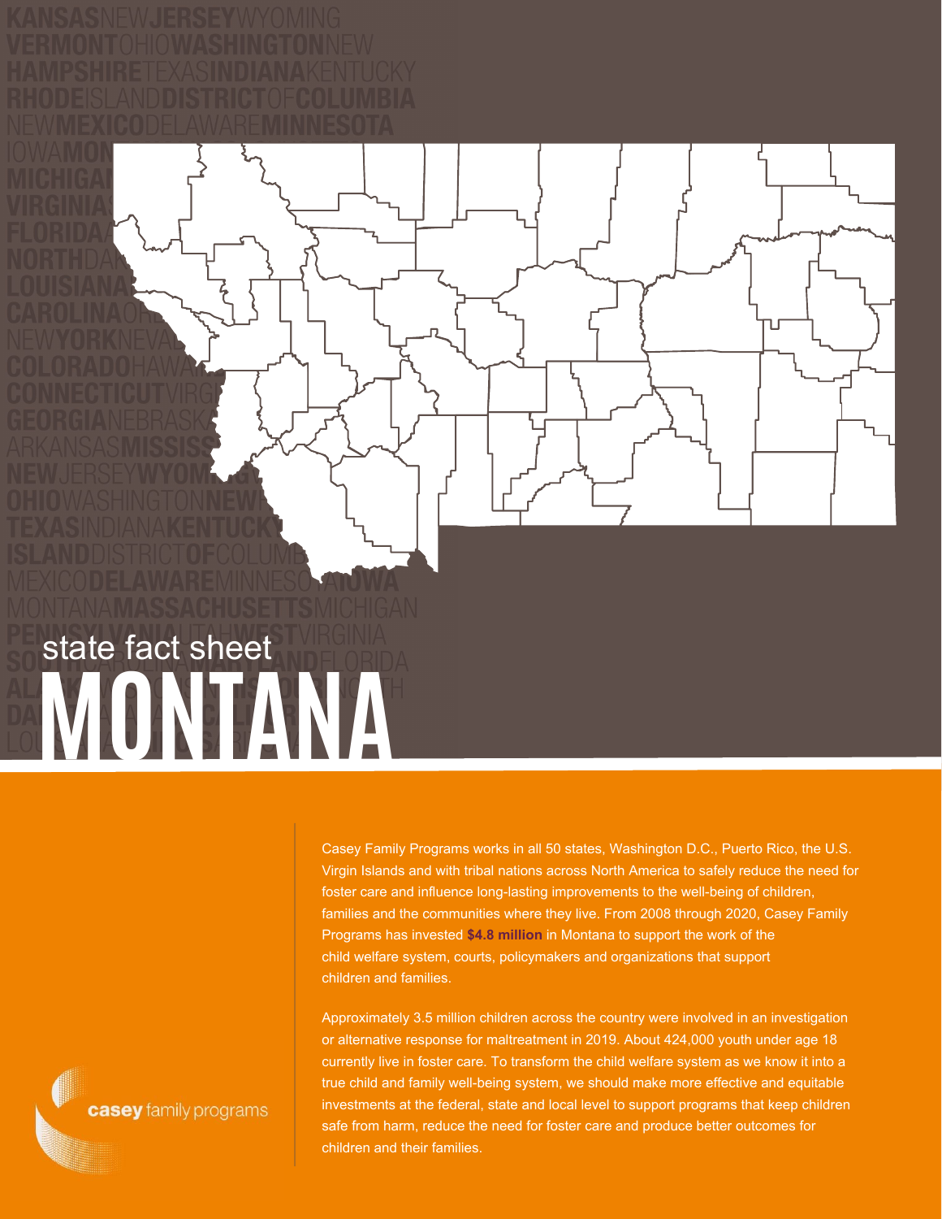state fact sheet

# MONTANA

Casey Family Programs works in all 50 states, Washington D.C., Puerto Rico, the U.S. Virgin Islands and with tribal nations across North America to safely reduce the need for foster care and influence long-lasting improvements to the well-being of children, families and the communities where they live. From 2008 through 2020, Casey Family Programs has invested **$4.8 million** in Montana to support the work of the child welfare system, courts, policymakers and organizations that support children and families.

Approximately 3.5 million children across the country were involved in an investigation or alternative response for maltreatment in 2019. About 424,000 youth under age 18 currently live in foster care. To transform the child welfare system as we know it into a true child and family well-being system, we should make more effective and equitable investments at the federal, state and local level to support programs that keep children safe from harm, reduce the need for foster care and produce better outcomes for children and their families.

casey family programs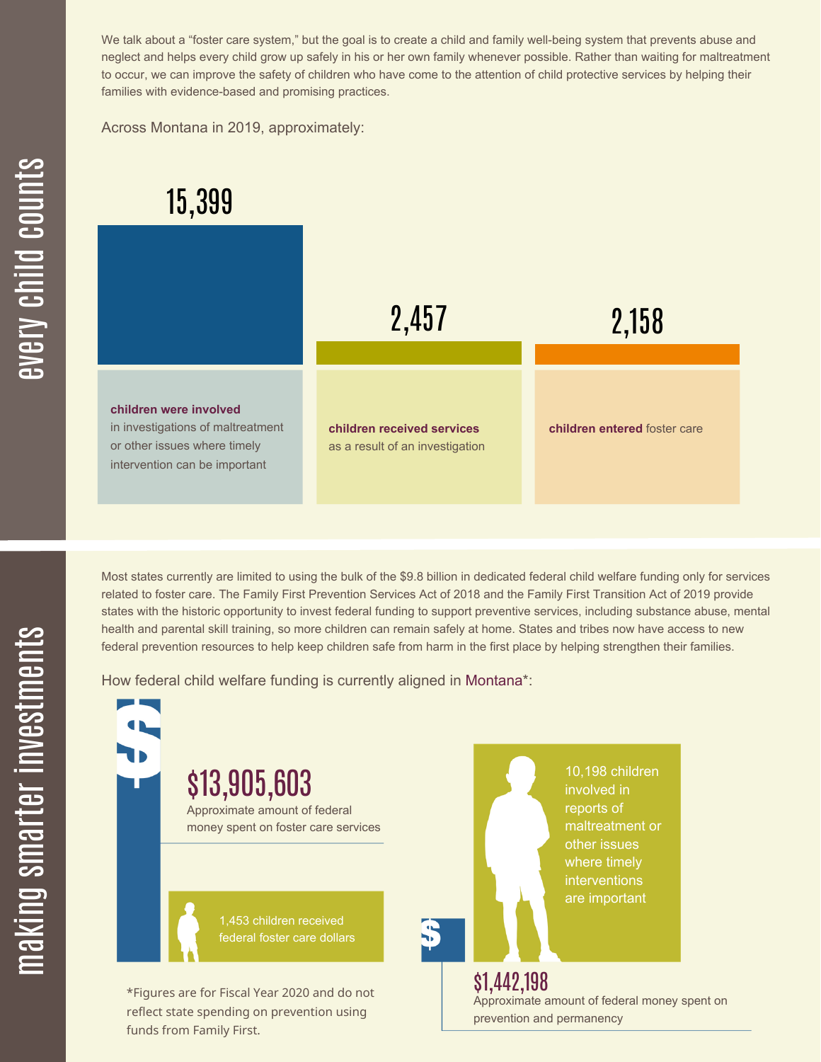## every child counts

We talk about a "foster care system," but the goal is to create a child and family well-being system that prevents abuse and neglect and helps every child grow up safely in his or her own family whenever possible. Rather than waiting for maltreatment to occur, we can improve the safety of children who have come to the attention of child protective services by helping their families with evidence-based and promising practices.

Across Montana in 2019, approximately:

**15,399**
**children were involved** in investigations of maltreatment or other issues where timely intervention can be important

**2,457**
**children received services** as a result of an investigation

**2,158**
**children entered** foster care

## making smarter investments

Most states currently are limited to using the bulk of the $9.8 billion in dedicated federal child welfare funding only for services related to foster care. The Family First Prevention Services Act of 2018 and the Family First Transition Act of 2019 provide states with the historic opportunity to invest federal funding to support preventive services, including substance abuse, mental health and parental skill training, so more children can remain safely at home. States and tribes now have access to new federal prevention resources to help keep children safe from harm in the first place by helping strengthen their families.

How federal child welfare funding is currently aligned in Montana*:

**$13,905,603**
Approximate amount of federal money spent on foster care services

1,453 children received federal foster care dollars

10,198 children involved in reports of maltreatment or other issues where timely interventions are important

**$1,442,198**
Approximate amount of federal money spent on prevention and permanency

*Figures are for Fiscal Year 2020 and do not reflect state spending on prevention using funds from Family First.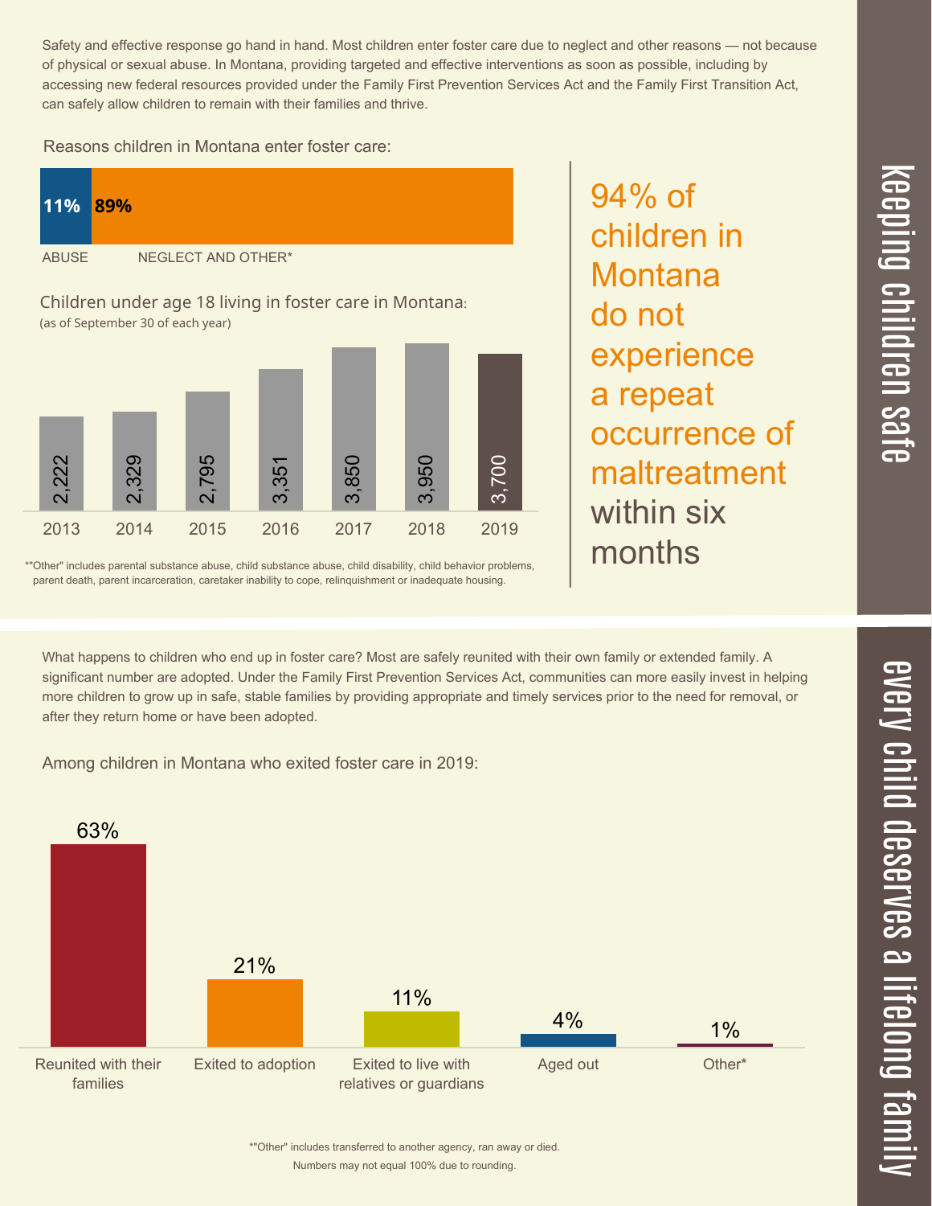# keeping children safe

Safety and effective response go hand in hand. Most children enter foster care due to neglect and other reasons — not because of physical or sexual abuse. In Montana, providing targeted and effective interventions as soon as possible, including by accessing new federal resources provided under the Family First Prevention Services Act and the Family First Transition Act, can safely allow children to remain with their families and thrive.

Reasons children in Montana enter foster care:

| ABUSE | NEGLECT AND OTHER* |
|---|---|
| 11% | 89% |

Children under age 18 living in foster care in Montana:
(as of September 30 of each year)

| 2013 | 2014 | 2015 | 2016 | 2017 | 2018 | 2019 |
|---|---|---|---|---|---|---|
| 2,222 | 2,329 | 2,795 | 3,351 | 3,850 | 3,950 | 3,700 |

*"Other" includes parental substance abuse, child substance abuse, child disability, child behavior problems, parent death, parent incarceration, caretaker inability to cope, relinquishment or inadequate housing.

**94% of children in Montana do not experience a repeat occurrence of maltreatment within six months**

# every child deserves a lifelong family

What happens to children who end up in foster care? Most are safely reunited with their own family or extended family. A significant number are adopted. Under the Family First Prevention Services Act, communities can more easily invest in helping more children to grow up in safe, stable families by providing appropriate and timely services prior to the need for removal, or after they return home or have been adopted.

Among children in Montana who exited foster care in 2019:

| Reunited with their families | Exited to adoption | Exited to live with relatives or guardians | Aged out | Other* |
|---|---|---|---|---|
| 63% | 21% | 11% | 4% | 1% |

*"Other" includes transferred to another agency, ran away or died.
Numbers may not equal 100% due to rounding.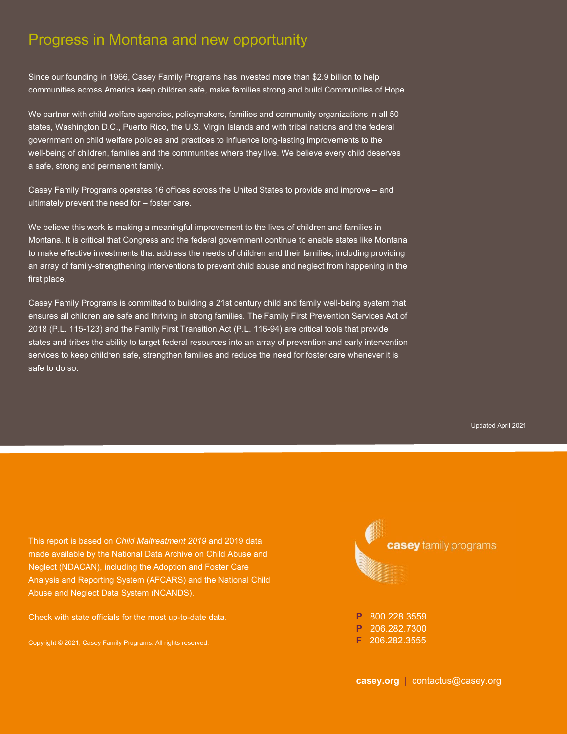## Progress in Montana and new opportunity

Since our founding in 1966, Casey Family Programs has invested more than $2.9 billion to help communities across America keep children safe, make families strong and build Communities of Hope.

We partner with child welfare agencies, policymakers, families and community organizations in all 50 states, Washington D.C., Puerto Rico, the U.S. Virgin Islands and with tribal nations and the federal government on child welfare policies and practices to influence long-lasting improvements to the well-being of children, families and the communities where they live. We believe every child deserves a safe, strong and permanent family.

Casey Family Programs operates 16 offices across the United States to provide and improve – and ultimately prevent the need for – foster care.

We believe this work is making a meaningful improvement to the lives of children and families in Montana. It is critical that Congress and the federal government continue to enable states like Montana to make effective investments that address the needs of children and their families, including providing an array of family-strengthening interventions to prevent child abuse and neglect from happening in the first place.

Casey Family Programs is committed to building a 21st century child and family well-being system that ensures all children are safe and thriving in strong families. The Family First Prevention Services Act of 2018 (P.L. 115-123) and the Family First Transition Act (P.L. 116-94) are critical tools that provide states and tribes the ability to target federal resources into an array of prevention and early intervention services to keep children safe, strengthen families and reduce the need for foster care whenever it is safe to do so.

Updated April 2021

This report is based on *Child Maltreatment 2019* and 2019 data made available by the National Data Archive on Child Abuse and Neglect (NDACAN), including the Adoption and Foster Care Analysis and Reporting System (AFCARS) and the National Child Abuse and Neglect Data System (NCANDS).

Check with state officials for the most up-to-date data.

Copyright © 2021, Casey Family Programs. All rights reserved.

**casey** family programs

**P** 800.228.3559
**P** 206.282.7300
**F** 206.282.3555

**casey.org** | contactus@casey.org